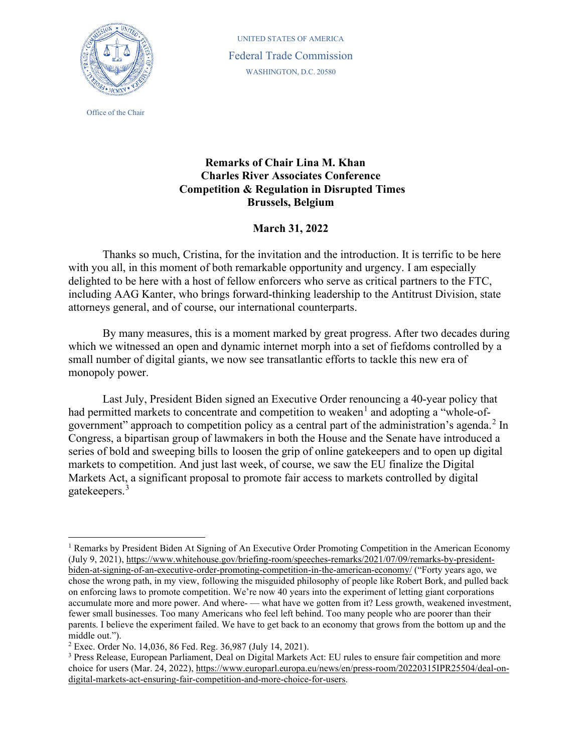UNITED STATES OF AMERICA

Federal Trade Commission

WASHINGTON, D.C. 20580

Office of the Chair

**Remarks of Chair Lina M. Khan**
**Charles River Associates Conference**
**Competition & Regulation in Disrupted Times**
**Brussels, Belgium**

**March 31, 2022**

Thanks so much, Cristina, for the invitation and the introduction. It is terrific to be here with you all, in this moment of both remarkable opportunity and urgency. I am especially delighted to be here with a host of fellow enforcers who serve as critical partners to the FTC, including AAG Kanter, who brings forward-thinking leadership to the Antitrust Division, state attorneys general, and of course, our international counterparts.

By many measures, this is a moment marked by great progress. After two decades during which we witnessed an open and dynamic internet morph into a set of fiefdoms controlled by a small number of digital giants, we now see transatlantic efforts to tackle this new era of monopoly power.

Last July, President Biden signed an Executive Order renouncing a 40-year policy that had permitted markets to concentrate and competition to weaken[1] and adopting a "whole-of-government" approach to competition policy as a central part of the administration's agenda.[2] In Congress, a bipartisan group of lawmakers in both the House and the Senate have introduced a series of bold and sweeping bills to loosen the grip of online gatekeepers and to open up digital markets to competition. And just last week, of course, we saw the EU finalize the Digital Markets Act, a significant proposal to promote fair access to markets controlled by digital gatekeepers.[3]

---

[1] Remarks by President Biden At Signing of An Executive Order Promoting Competition in the American Economy (July 9, 2021), https://www.whitehouse.gov/briefing-room/speeches-remarks/2021/07/09/remarks-by-president-biden-at-signing-of-an-executive-order-promoting-competition-in-the-american-economy/ ("Forty years ago, we chose the wrong path, in my view, following the misguided philosophy of people like Robert Bork, and pulled back on enforcing laws to promote competition. We're now 40 years into the experiment of letting giant corporations accumulate more and more power. And where- — what have we gotten from it? Less growth, weakened investment, fewer small businesses. Too many Americans who feel left behind. Too many people who are poorer than their parents. I believe the experiment failed. We have to get back to an economy that grows from the bottom up and the middle out.").

[2] Exec. Order No. 14,036, 86 Fed. Reg. 36,987 (July 14, 2021).

[3] Press Release, European Parliament, Deal on Digital Markets Act: EU rules to ensure fair competition and more choice for users (Mar. 24, 2022), https://www.europarl.europa.eu/news/en/press-room/20220315IPR25504/deal-on-digital-markets-act-ensuring-fair-competition-and-more-choice-for-users.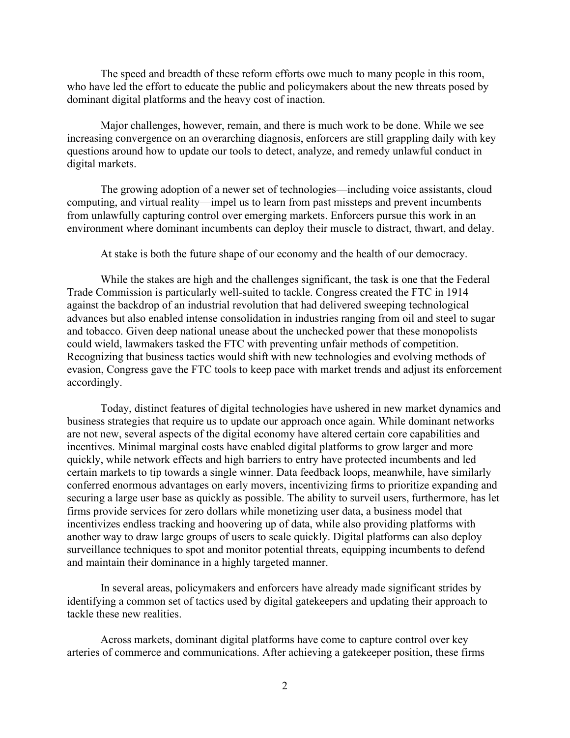The speed and breadth of these reform efforts owe much to many people in this room, who have led the effort to educate the public and policymakers about the new threats posed by dominant digital platforms and the heavy cost of inaction.

Major challenges, however, remain, and there is much work to be done. While we see increasing convergence on an overarching diagnosis, enforcers are still grappling daily with key questions around how to update our tools to detect, analyze, and remedy unlawful conduct in digital markets.

The growing adoption of a newer set of technologies—including voice assistants, cloud computing, and virtual reality—impel us to learn from past missteps and prevent incumbents from unlawfully capturing control over emerging markets. Enforcers pursue this work in an environment where dominant incumbents can deploy their muscle to distract, thwart, and delay.

At stake is both the future shape of our economy and the health of our democracy.

While the stakes are high and the challenges significant, the task is one that the Federal Trade Commission is particularly well-suited to tackle. Congress created the FTC in 1914 against the backdrop of an industrial revolution that had delivered sweeping technological advances but also enabled intense consolidation in industries ranging from oil and steel to sugar and tobacco. Given deep national unease about the unchecked power that these monopolists could wield, lawmakers tasked the FTC with preventing unfair methods of competition. Recognizing that business tactics would shift with new technologies and evolving methods of evasion, Congress gave the FTC tools to keep pace with market trends and adjust its enforcement accordingly.

Today, distinct features of digital technologies have ushered in new market dynamics and business strategies that require us to update our approach once again. While dominant networks are not new, several aspects of the digital economy have altered certain core capabilities and incentives. Minimal marginal costs have enabled digital platforms to grow larger and more quickly, while network effects and high barriers to entry have protected incumbents and led certain markets to tip towards a single winner. Data feedback loops, meanwhile, have similarly conferred enormous advantages on early movers, incentivizing firms to prioritize expanding and securing a large user base as quickly as possible. The ability to surveil users, furthermore, has let firms provide services for zero dollars while monetizing user data, a business model that incentivizes endless tracking and hoovering up of data, while also providing platforms with another way to draw large groups of users to scale quickly. Digital platforms can also deploy surveillance techniques to spot and monitor potential threats, equipping incumbents to defend and maintain their dominance in a highly targeted manner.

In several areas, policymakers and enforcers have already made significant strides by identifying a common set of tactics used by digital gatekeepers and updating their approach to tackle these new realities.

Across markets, dominant digital platforms have come to capture control over key arteries of commerce and communications. After achieving a gatekeeper position, these firms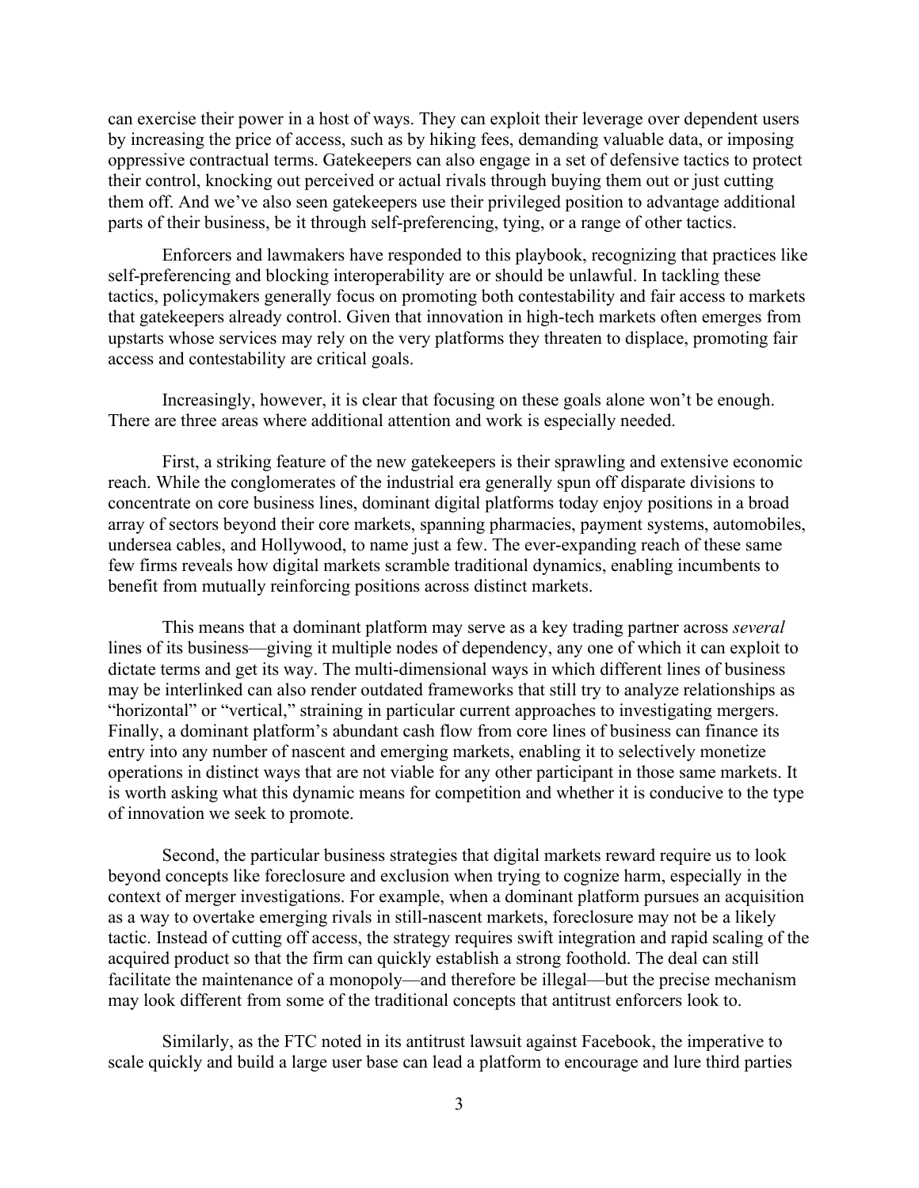can exercise their power in a host of ways. They can exploit their leverage over dependent users by increasing the price of access, such as by hiking fees, demanding valuable data, or imposing oppressive contractual terms. Gatekeepers can also engage in a set of defensive tactics to protect their control, knocking out perceived or actual rivals through buying them out or just cutting them off. And we've also seen gatekeepers use their privileged position to advantage additional parts of their business, be it through self-preferencing, tying, or a range of other tactics.

Enforcers and lawmakers have responded to this playbook, recognizing that practices like self-preferencing and blocking interoperability are or should be unlawful. In tackling these tactics, policymakers generally focus on promoting both contestability and fair access to markets that gatekeepers already control. Given that innovation in high-tech markets often emerges from upstarts whose services may rely on the very platforms they threaten to displace, promoting fair access and contestability are critical goals.

Increasingly, however, it is clear that focusing on these goals alone won't be enough. There are three areas where additional attention and work is especially needed.

First, a striking feature of the new gatekeepers is their sprawling and extensive economic reach. While the conglomerates of the industrial era generally spun off disparate divisions to concentrate on core business lines, dominant digital platforms today enjoy positions in a broad array of sectors beyond their core markets, spanning pharmacies, payment systems, automobiles, undersea cables, and Hollywood, to name just a few. The ever-expanding reach of these same few firms reveals how digital markets scramble traditional dynamics, enabling incumbents to benefit from mutually reinforcing positions across distinct markets.

This means that a dominant platform may serve as a key trading partner across *several* lines of its business—giving it multiple nodes of dependency, any one of which it can exploit to dictate terms and get its way. The multi-dimensional ways in which different lines of business may be interlinked can also render outdated frameworks that still try to analyze relationships as "horizontal" or "vertical," straining in particular current approaches to investigating mergers. Finally, a dominant platform's abundant cash flow from core lines of business can finance its entry into any number of nascent and emerging markets, enabling it to selectively monetize operations in distinct ways that are not viable for any other participant in those same markets. It is worth asking what this dynamic means for competition and whether it is conducive to the type of innovation we seek to promote.

Second, the particular business strategies that digital markets reward require us to look beyond concepts like foreclosure and exclusion when trying to cognize harm, especially in the context of merger investigations. For example, when a dominant platform pursues an acquisition as a way to overtake emerging rivals in still-nascent markets, foreclosure may not be a likely tactic. Instead of cutting off access, the strategy requires swift integration and rapid scaling of the acquired product so that the firm can quickly establish a strong foothold. The deal can still facilitate the maintenance of a monopoly—and therefore be illegal—but the precise mechanism may look different from some of the traditional concepts that antitrust enforcers look to.

Similarly, as the FTC noted in its antitrust lawsuit against Facebook, the imperative to scale quickly and build a large user base can lead a platform to encourage and lure third parties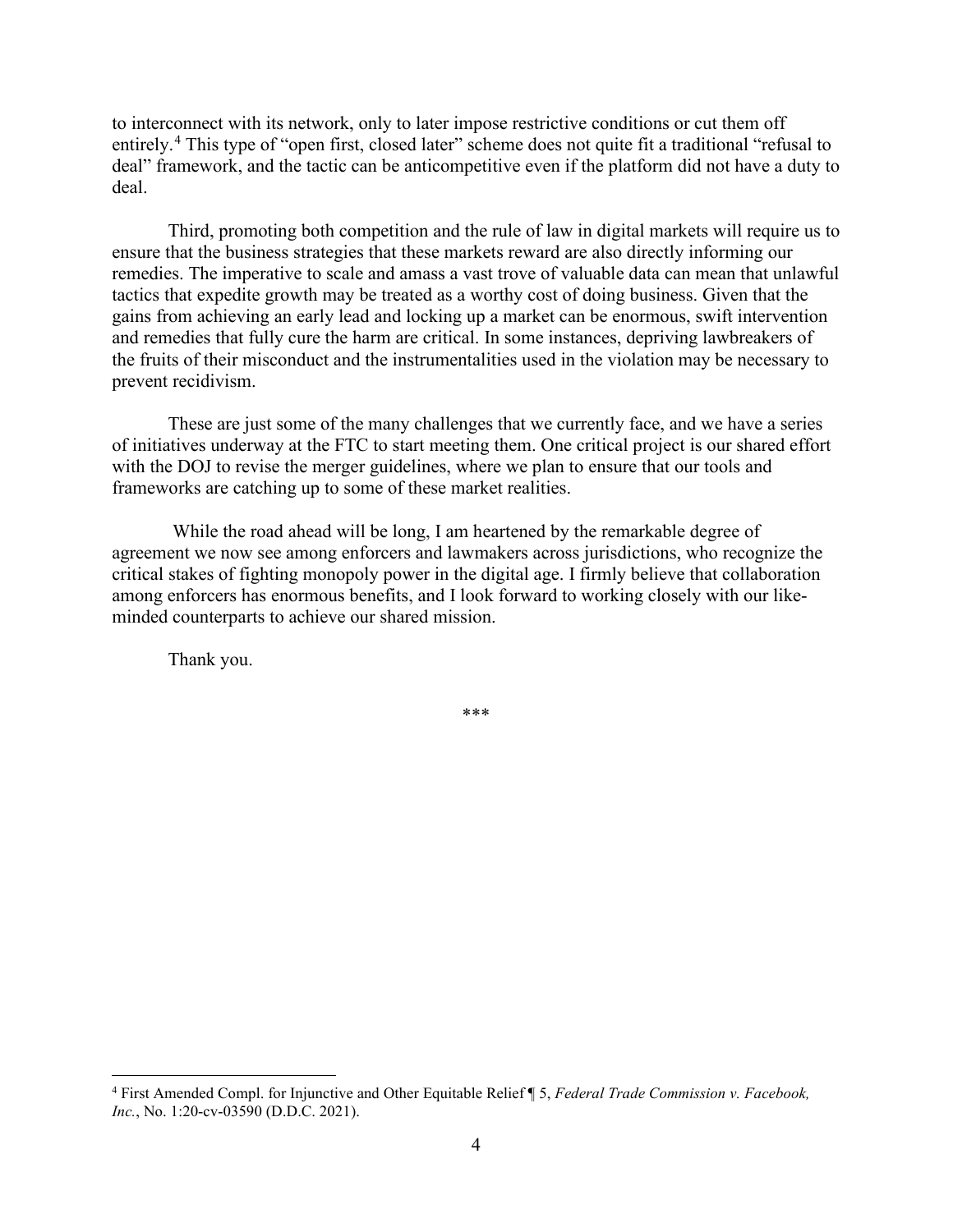to interconnect with its network, only to later impose restrictive conditions or cut them off entirely.[4] This type of "open first, closed later" scheme does not quite fit a traditional "refusal to deal" framework, and the tactic can be anticompetitive even if the platform did not have a duty to deal.

Third, promoting both competition and the rule of law in digital markets will require us to ensure that the business strategies that these markets reward are also directly informing our remedies. The imperative to scale and amass a vast trove of valuable data can mean that unlawful tactics that expedite growth may be treated as a worthy cost of doing business. Given that the gains from achieving an early lead and locking up a market can be enormous, swift intervention and remedies that fully cure the harm are critical. In some instances, depriving lawbreakers of the fruits of their misconduct and the instrumentalities used in the violation may be necessary to prevent recidivism.

These are just some of the many challenges that we currently face, and we have a series of initiatives underway at the FTC to start meeting them. One critical project is our shared effort with the DOJ to revise the merger guidelines, where we plan to ensure that our tools and frameworks are catching up to some of these market realities.

While the road ahead will be long, I am heartened by the remarkable degree of agreement we now see among enforcers and lawmakers across jurisdictions, who recognize the critical stakes of fighting monopoly power in the digital age. I firmly believe that collaboration among enforcers has enormous benefits, and I look forward to working closely with our like-minded counterparts to achieve our shared mission.

Thank you.

\*\*\*

[4] First Amended Compl. for Injunctive and Other Equitable Relief ¶ 5, *Federal Trade Commission v. Facebook, Inc.*, No. 1:20-cv-03590 (D.D.C. 2021).